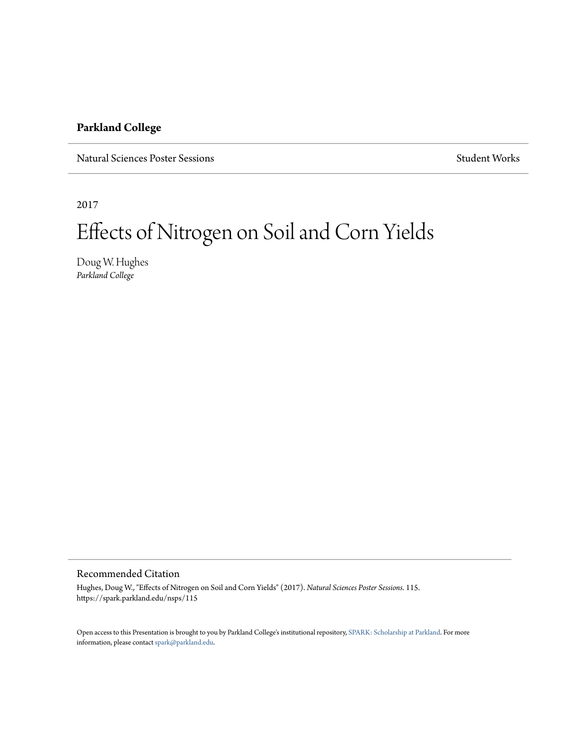**Parkland College**

Natural Sciences Poster Sessions | Student Works

2017

# Effects of Nitrogen on Soil and Corn Yields

Doug W. Hughes
*Parkland College*

## Recommended Citation

Hughes, Doug W., "Effects of Nitrogen on Soil and Corn Yields" (2017). *Natural Sciences Poster Sessions*. 115.
https://spark.parkland.edu/nsps/115

Open access to this Presentation is brought to you by Parkland College's institutional repository, SPARK: Scholarship at Parkland. For more information, please contact spark@parkland.edu.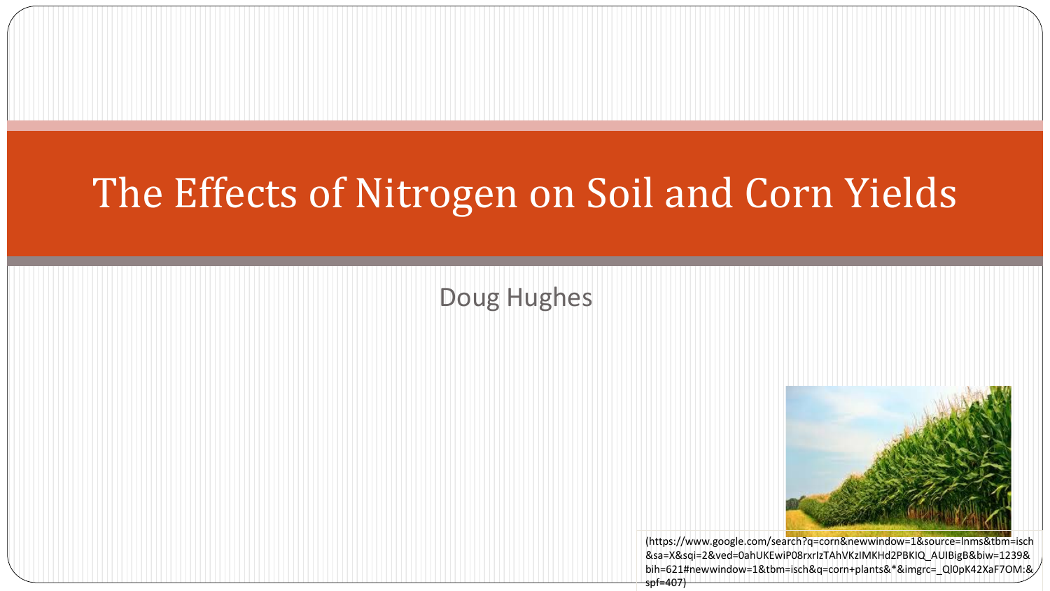# The Effects of Nitrogen on Soil and Corn Yields

Doug Hughes

(https://www.google.com/search?q=corn&newwindow=1&source=lnms&tbm=isch&sa=X&sqi=2&ved=0ahUKEwiP08rxrIzTAhVKzIMKHd2PBKIQ_AUIBigB&biw=1239&bih=621#newwindow=1&tbm=isch&q=corn+plants&*&imgrc=_Ql0pK42XaF7OM:&spf=407)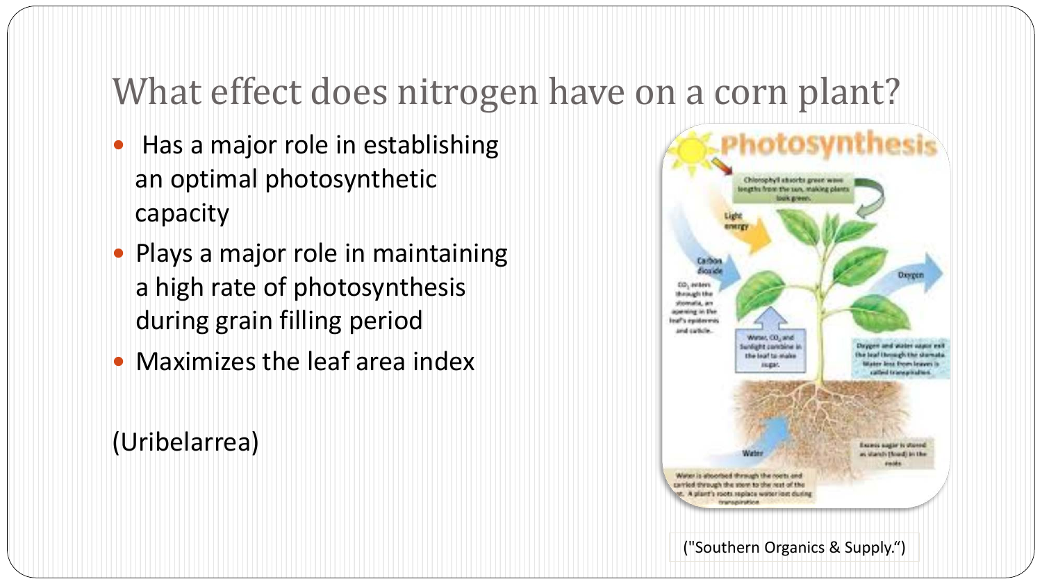# What effect does nitrogen have on a corn plant?

- Has a major role in establishing an optimal photosynthetic capacity
- Plays a major role in maintaining a high rate of photosynthesis during grain filling period
- Maximizes the leaf area index

(Uribelarrea)

("Southern Organics & Supply.")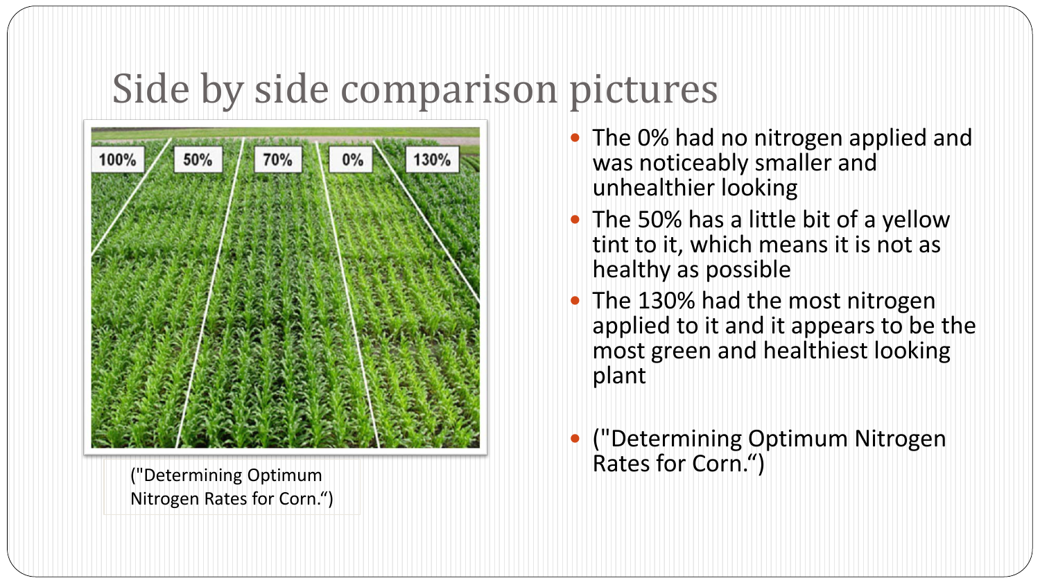# Side by side comparison pictures

("Determining Optimum Nitrogen Rates for Corn.")

- The 0% had no nitrogen applied and was noticeably smaller and unhealthier looking
- The 50% has a little bit of a yellow tint to it, which means it is not as healthy as possible
- The 130% had the most nitrogen applied to it and it appears to be the most green and healthiest looking plant
- ("Determining Optimum Nitrogen Rates for Corn.")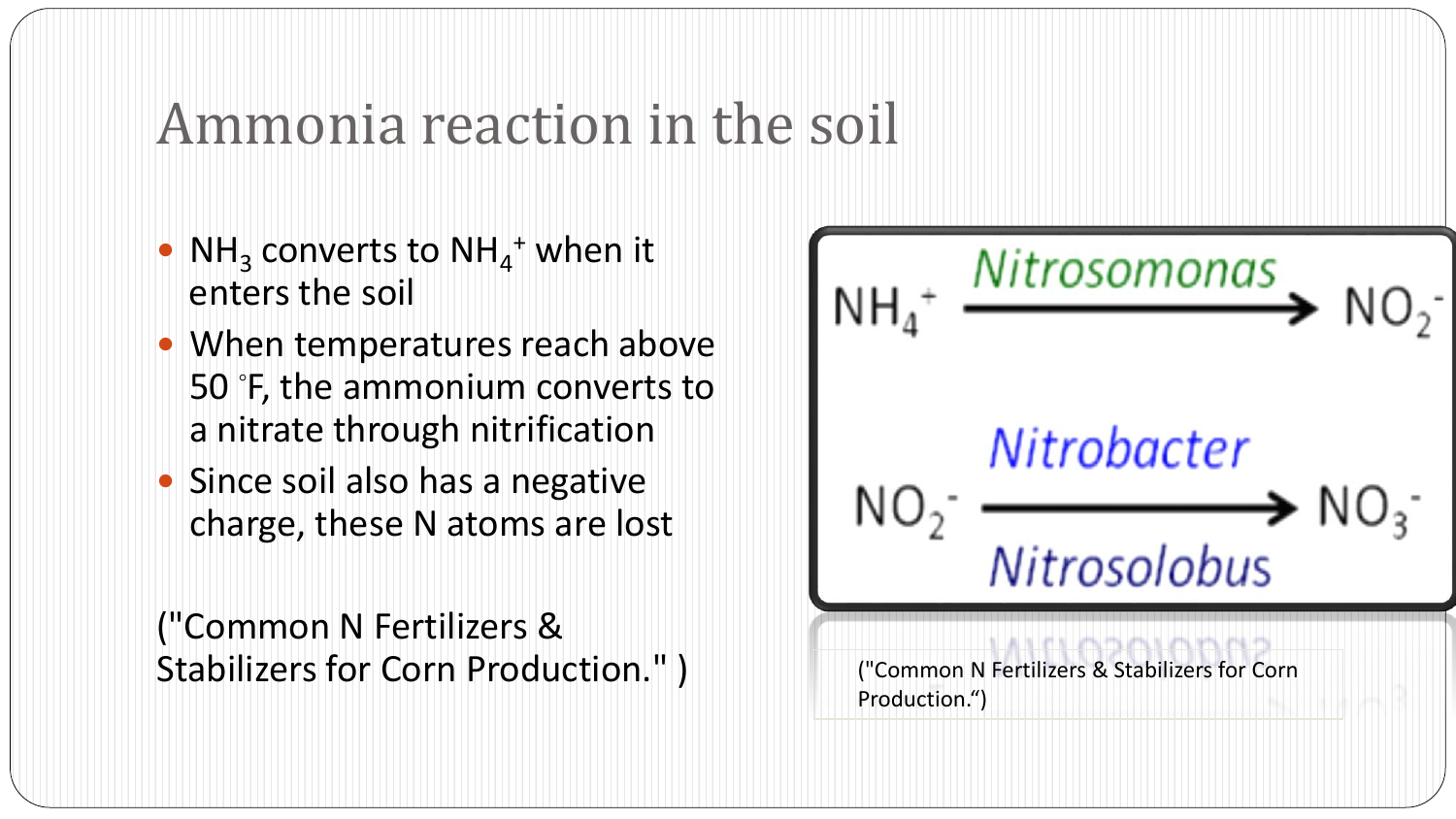# Ammonia reaction in the soil

- $NH_3$ converts to $NH_4^+$ when it enters the soil
- When temperatures reach above 50 °F, the ammonium converts to a nitrate through nitrification
- Since soil also has a negative charge, these N atoms are lost

("Common N Fertilizers & Stabilizers for Corn Production." )

$$NH_4^+ \xrightarrow{\textit{Nitrosomonas}} NO_2^-$$

$$NO_2^- \xrightarrow[\textit{Nitrosolobus}]{\textit{Nitrobacter}} NO_3^-$$

("Common N Fertilizers & Stabilizers for Corn Production.")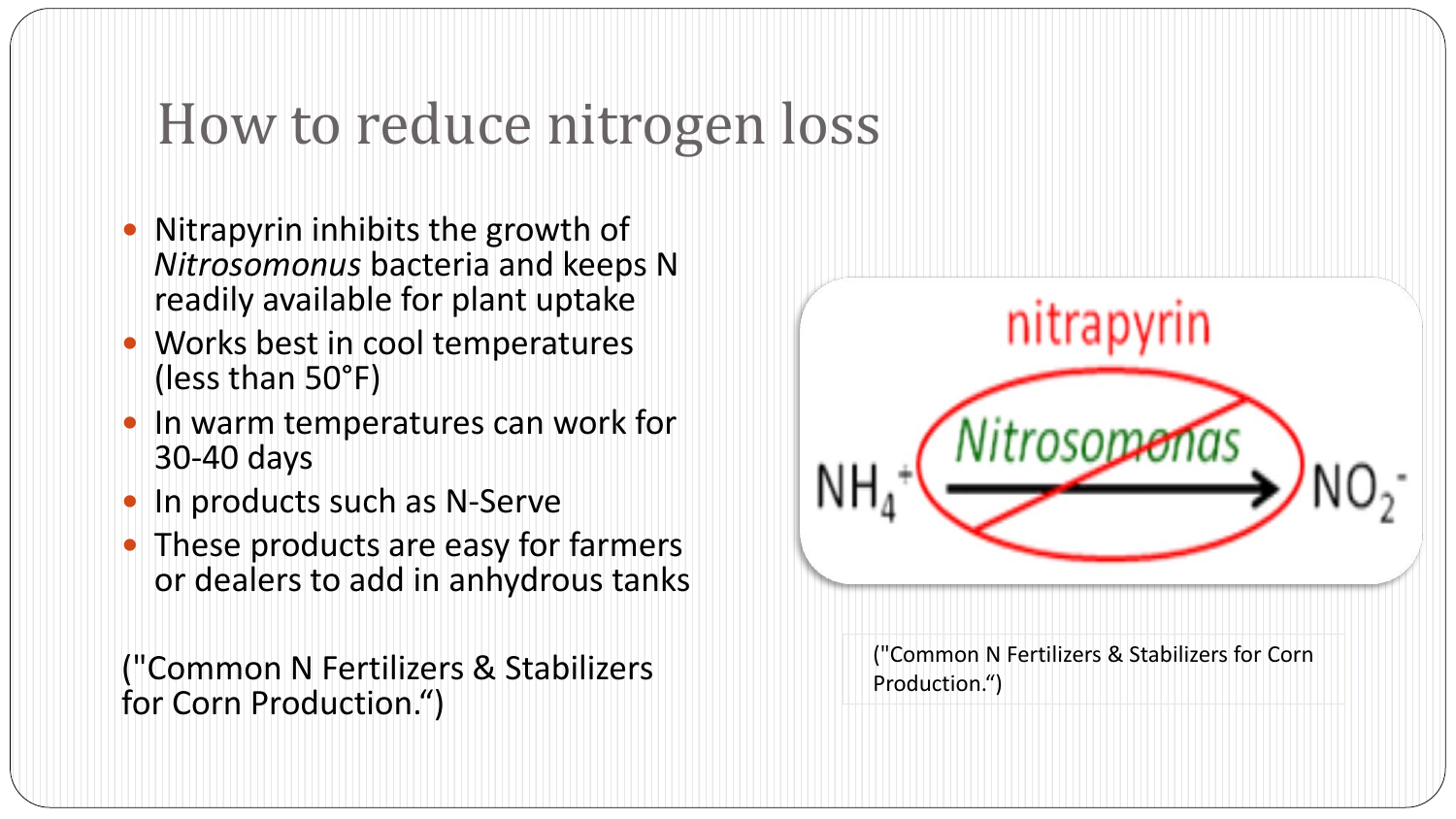# How to reduce nitrogen loss

- Nitrapyrin inhibits the growth of *Nitrosomonus* bacteria and keeps N readily available for plant uptake
- Works best in cool temperatures (less than 50°F)
- In warm temperatures can work for 30-40 days
- In products such as N-Serve
- These products are easy for farmers or dealers to add in anhydrous tanks

("Common N Fertilizers & Stabilizers for Corn Production.")

nitrapyrin

$NH_4^+$ — *Nitrosomonas* → $NO_2^-$

("Common N Fertilizers & Stabilizers for Corn Production.")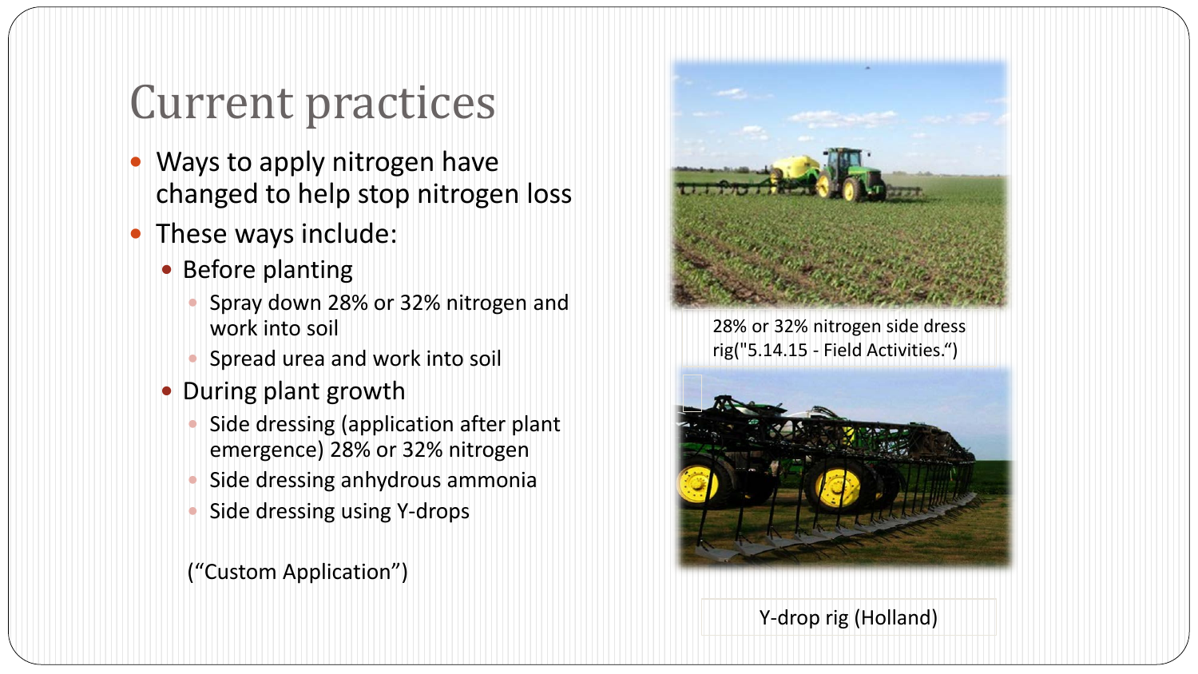# Current practices

- Ways to apply nitrogen have changed to help stop nitrogen loss
- These ways include:
  - Before planting
    - Spray down 28% or 32% nitrogen and work into soil
    - Spread urea and work into soil
  - During plant growth
    - Side dressing (application after plant emergence) 28% or 32% nitrogen
    - Side dressing anhydrous ammonia
    - Side dressing using Y-drops

(“Custom Application”)

28% or 32% nitrogen side dress rig("5.14.15 - Field Activities.“)

Y-drop rig (Holland)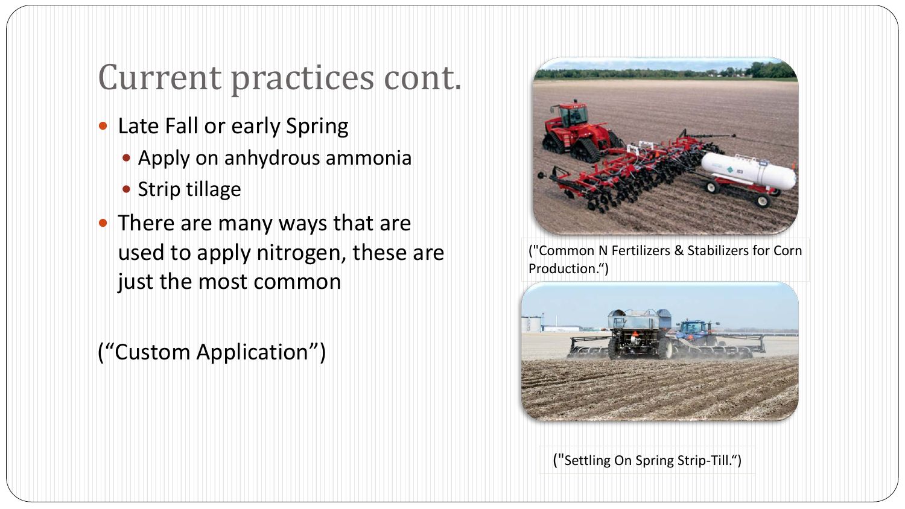# Current practices cont.

- Late Fall or early Spring
  - Apply on anhydrous ammonia
  - Strip tillage
- There are many ways that are used to apply nitrogen, these are just the most common

("Custom Application")

("Common N Fertilizers & Stabilizers for Corn Production.")

("Settling On Spring Strip-Till.")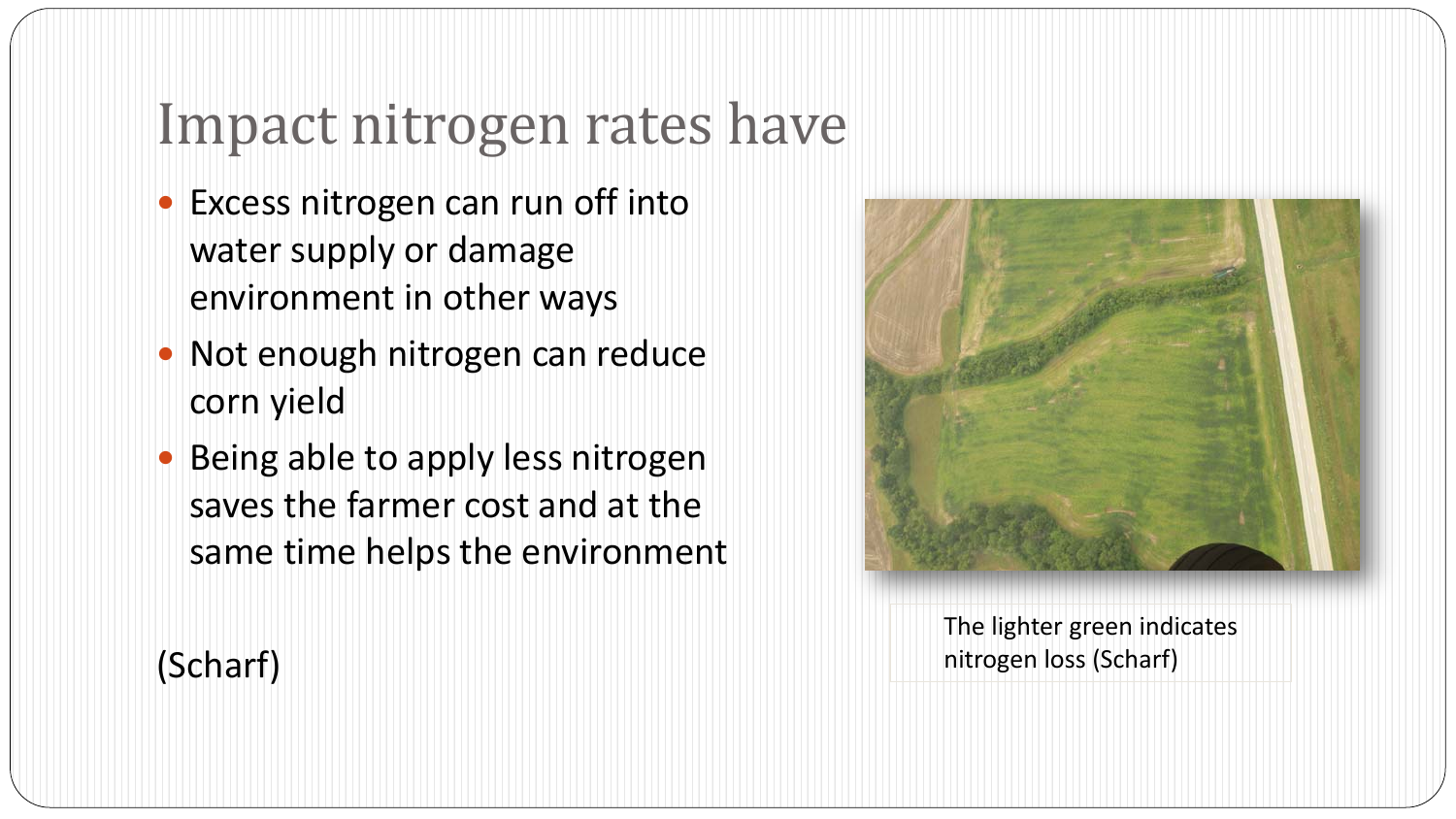# Impact nitrogen rates have

- Excess nitrogen can run off into water supply or damage environment in other ways
- Not enough nitrogen can reduce corn yield
- Being able to apply less nitrogen saves the farmer cost and at the same time helps the environment

(Scharf)

The lighter green indicates nitrogen loss (Scharf)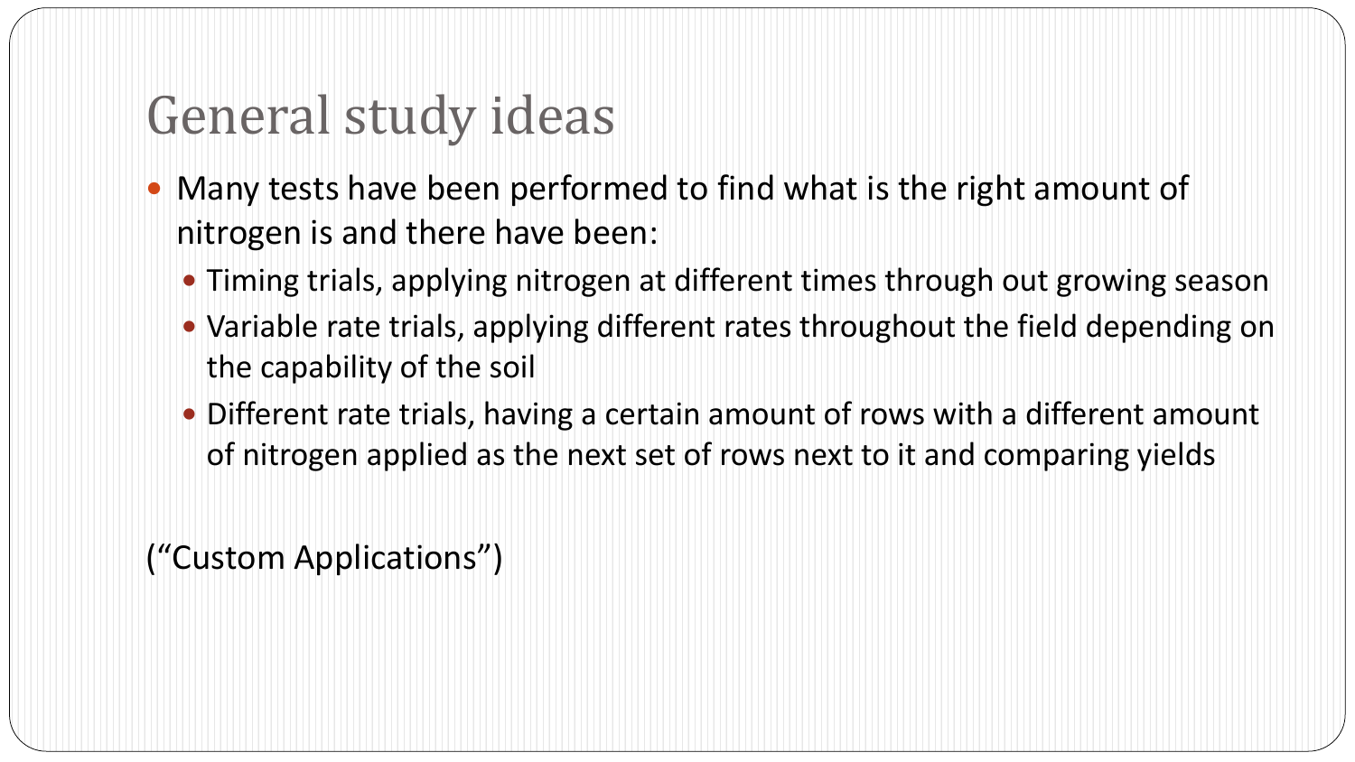# General study ideas

- Many tests have been performed to find what is the right amount of nitrogen is and there have been:
  - Timing trials, applying nitrogen at different times through out growing season
  - Variable rate trials, applying different rates throughout the field depending on the capability of the soil
  - Different rate trials, having a certain amount of rows with a different amount of nitrogen applied as the next set of rows next to it and comparing yields

("Custom Applications")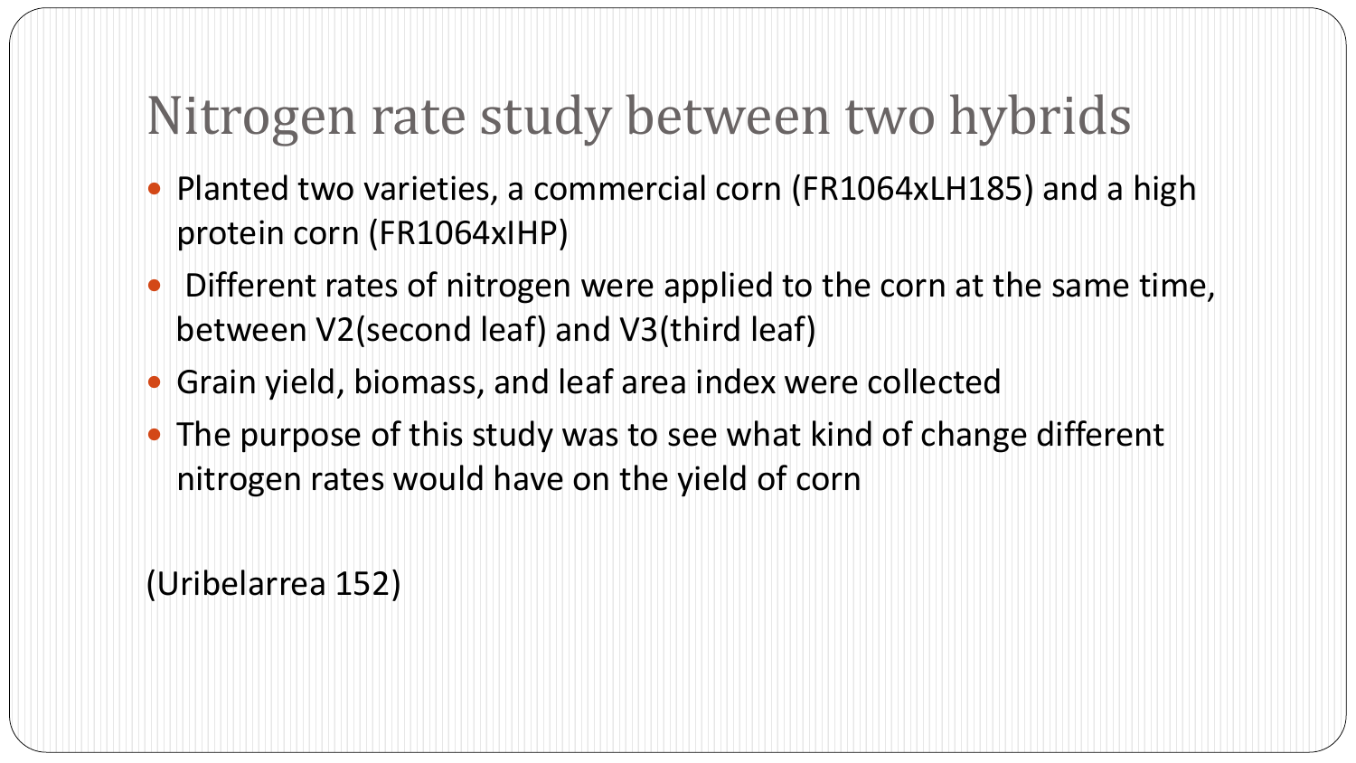# Nitrogen rate study between two hybrids

- Planted two varieties, a commercial corn (FR1064xLH185) and a high protein corn (FR1064xIHP)
- Different rates of nitrogen were applied to the corn at the same time, between V2(second leaf) and V3(third leaf)
- Grain yield, biomass, and leaf area index were collected
- The purpose of this study was to see what kind of change different nitrogen rates would have on the yield of corn

(Uribelarrea 152)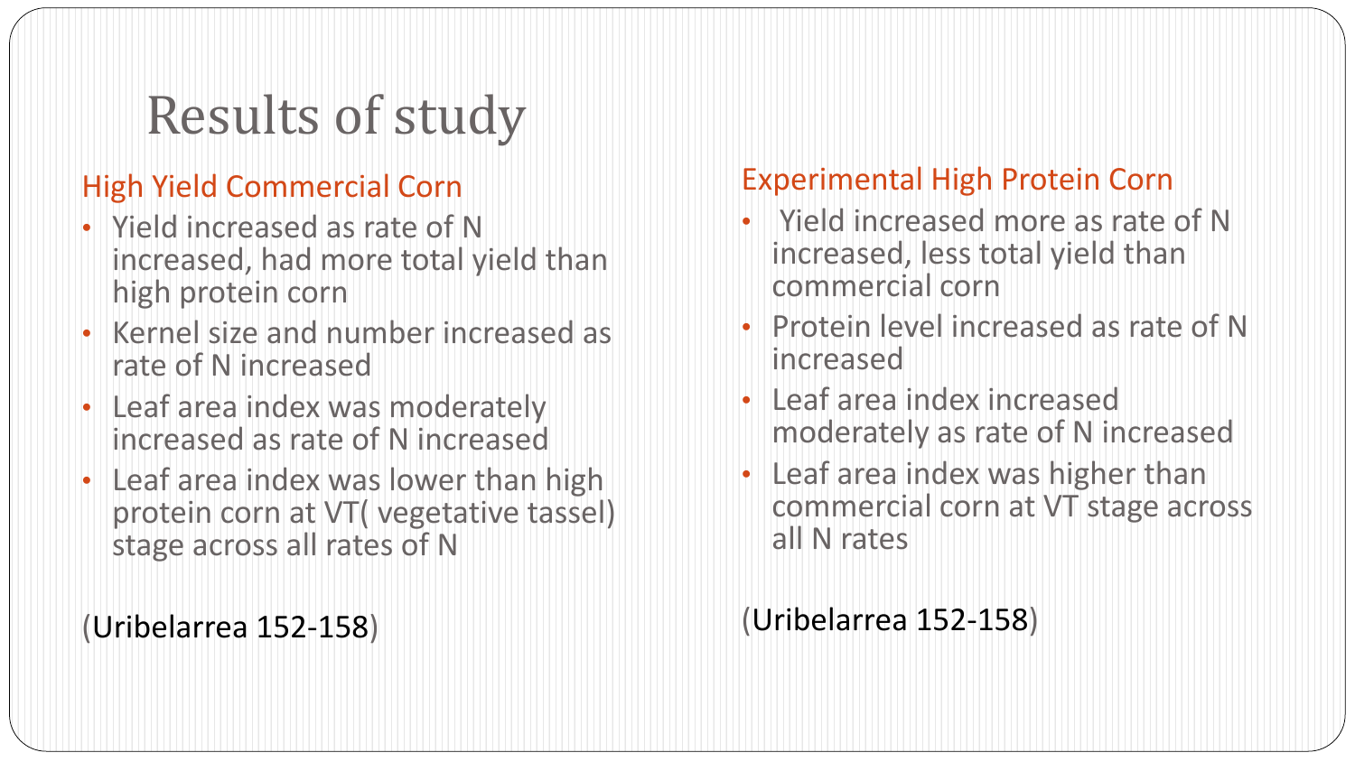# Results of study

## High Yield Commercial Corn

- Yield increased as rate of N increased, had more total yield than high protein corn
- Kernel size and number increased as rate of N increased
- Leaf area index was moderately increased as rate of N increased
- Leaf area index was lower than high protein corn at VT( vegetative tassel) stage across all rates of N

(Uribelarrea 152-158)

## Experimental High Protein Corn

- Yield increased more as rate of N increased, less total yield than commercial corn
- Protein level increased as rate of N increased
- Leaf area index increased moderately as rate of N increased
- Leaf area index was higher than commercial corn at VT stage across all N rates

(Uribelarrea 152-158)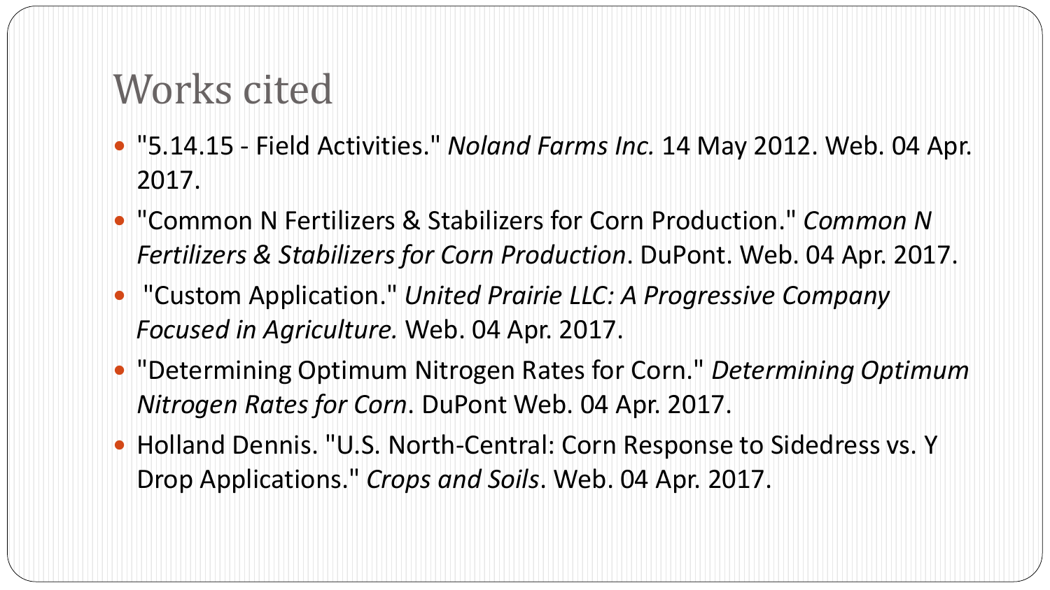# Works cited

- "5.14.15 - Field Activities." *Noland Farms Inc.* 14 May 2012. Web. 04 Apr. 2017.
- "Common N Fertilizers & Stabilizers for Corn Production." *Common N Fertilizers & Stabilizers for Corn Production*. DuPont. Web. 04 Apr. 2017.
- "Custom Application." *United Prairie LLC: A Progressive Company Focused in Agriculture.* Web. 04 Apr. 2017.
- "Determining Optimum Nitrogen Rates for Corn." *Determining Optimum Nitrogen Rates for Corn*. DuPont Web. 04 Apr. 2017.
- Holland Dennis. "U.S. North-Central: Corn Response to Sidedress vs. Y Drop Applications." *Crops and Soils*. Web. 04 Apr. 2017.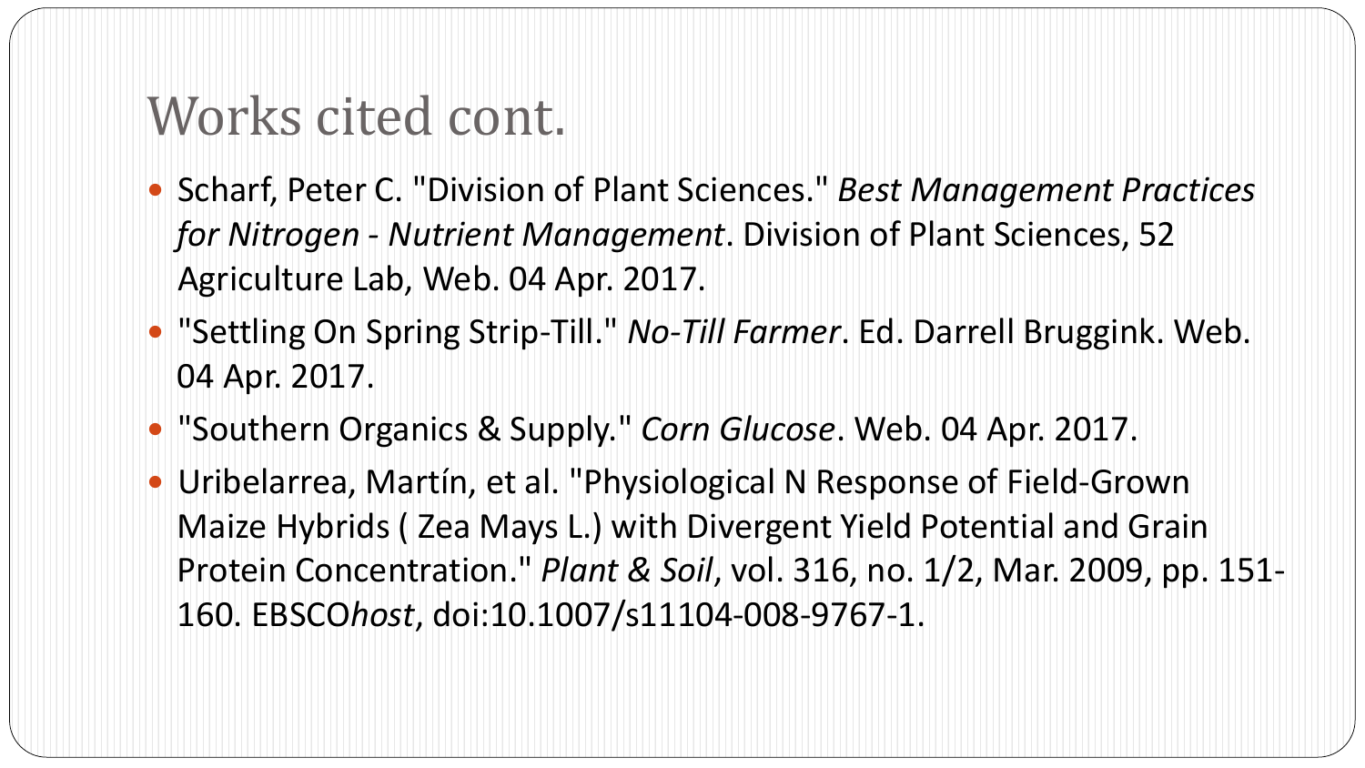# Works cited cont.

- Scharf, Peter C. "Division of Plant Sciences." *Best Management Practices for Nitrogen - Nutrient Management*. Division of Plant Sciences, 52 Agriculture Lab, Web. 04 Apr. 2017.
- "Settling On Spring Strip-Till." *No-Till Farmer*. Ed. Darrell Bruggink. Web. 04 Apr. 2017.
- "Southern Organics & Supply." *Corn Glucose*. Web. 04 Apr. 2017.
- Uribelarrea, Martín, et al. "Physiological N Response of Field-Grown Maize Hybrids ( Zea Mays L.) with Divergent Yield Potential and Grain Protein Concentration." *Plant & Soil*, vol. 316, no. 1/2, Mar. 2009, pp. 151-160. EBSCO*host*, doi:10.1007/s11104-008-9767-1.